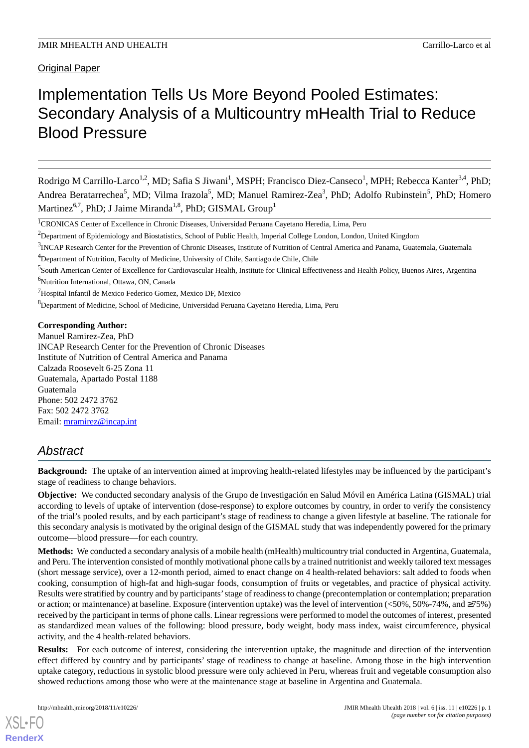Original Paper

# Implementation Tells Us More Beyond Pooled Estimates: Secondary Analysis of a Multicountry mHealth Trial to Reduce Blood Pressure

Rodrigo M Carrillo-Larco[1,2], MD; Safia S Jiwani[1], MSPH; Francisco Diez-Canseco[1], MPH; Rebecca Kanter[3,4], PhD; Andrea Beratarrechea[5], MD; Vilma Irazola[5], MD; Manuel Ramirez-Zea[3], PhD; Adolfo Rubinstein[5], PhD; Homero Martinez[6,7], PhD; J Jaime Miranda[1,8], PhD; GISMAL Group[1]

[1]CRONICAS Center of Excellence in Chronic Diseases, Universidad Peruana Cayetano Heredia, Lima, Peru

[2]Department of Epidemiology and Biostatistics, School of Public Health, Imperial College London, London, United Kingdom

[3]INCAP Research Center for the Prevention of Chronic Diseases, Institute of Nutrition of Central America and Panama, Guatemala, Guatemala

[4]Department of Nutrition, Faculty of Medicine, University of Chile, Santiago de Chile, Chile

[5]South American Center of Excellence for Cardiovascular Health, Institute for Clinical Effectiveness and Health Policy, Buenos Aires, Argentina

[6]Nutrition International, Ottawa, ON, Canada

[7]Hospital Infantil de Mexico Federico Gomez, Mexico DF, Mexico

[8]Department of Medicine, School of Medicine, Universidad Peruana Cayetano Heredia, Lima, Peru

**Corresponding Author:**
Manuel Ramirez-Zea, PhD
INCAP Research Center for the Prevention of Chronic Diseases
Institute of Nutrition of Central America and Panama
Calzada Roosevelt 6-25 Zona 11
Guatemala, Apartado Postal 1188
Guatemala
Phone: 502 2472 3762
Fax: 502 2472 3762
Email: mramirez@incap.int

## Abstract

**Background:** The uptake of an intervention aimed at improving health-related lifestyles may be influenced by the participant's stage of readiness to change behaviors.

**Objective:** We conducted secondary analysis of the Grupo de Investigación en Salud Móvil en América Latina (GISMAL) trial according to levels of uptake of intervention (dose-response) to explore outcomes by country, in order to verify the consistency of the trial's pooled results, and by each participant's stage of readiness to change a given lifestyle at baseline. The rationale for this secondary analysis is motivated by the original design of the GISMAL study that was independently powered for the primary outcome—blood pressure—for each country.

**Methods:** We conducted a secondary analysis of a mobile health (mHealth) multicountry trial conducted in Argentina, Guatemala, and Peru. The intervention consisted of monthly motivational phone calls by a trained nutritionist and weekly tailored text messages (short message service), over a 12-month period, aimed to enact change on 4 health-related behaviors: salt added to foods when cooking, consumption of high-fat and high-sugar foods, consumption of fruits or vegetables, and practice of physical activity. Results were stratified by country and by participants' stage of readiness to change (precontemplation or contemplation; preparation or action; or maintenance) at baseline. Exposure (intervention uptake) was the level of intervention (<50%, 50%-74%, and ≥75%) received by the participant in terms of phone calls. Linear regressions were performed to model the outcomes of interest, presented as standardized mean values of the following: blood pressure, body weight, body mass index, waist circumference, physical activity, and the 4 health-related behaviors.

**Results:** For each outcome of interest, considering the intervention uptake, the magnitude and direction of the intervention effect differed by country and by participants' stage of readiness to change at baseline. Among those in the high intervention uptake category, reductions in systolic blood pressure were only achieved in Peru, whereas fruit and vegetable consumption also showed reductions among those who were at the maintenance stage at baseline in Argentina and Guatemala.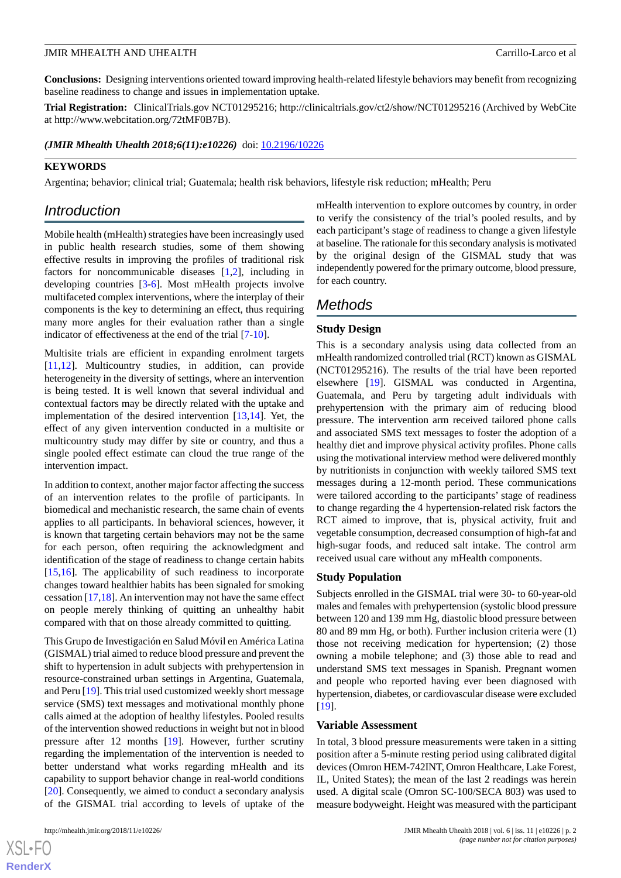**Conclusions:** Designing interventions oriented toward improving health-related lifestyle behaviors may benefit from recognizing baseline readiness to change and issues in implementation uptake.

**Trial Registration:** ClinicalTrials.gov NCT01295216; http://clinicaltrials.gov/ct2/show/NCT01295216 (Archived by WebCite at http://www.webcitation.org/72tMF0B7B).

***(JMIR Mhealth Uhealth 2018;6(11):e10226)*** doi: 10.2196/10226

**KEYWORDS**

Argentina; behavior; clinical trial; Guatemala; health risk behaviors, lifestyle risk reduction; mHealth; Peru

## Introduction

Mobile health (mHealth) strategies have been increasingly used in public health research studies, some of them showing effective results in improving the profiles of traditional risk factors for noncommunicable diseases [1,2], including in developing countries [3-6]. Most mHealth projects involve multifaceted complex interventions, where the interplay of their components is the key to determining an effect, thus requiring many more angles for their evaluation rather than a single indicator of effectiveness at the end of the trial [7-10].

Multisite trials are efficient in expanding enrolment targets [11,12]. Multicountry studies, in addition, can provide heterogeneity in the diversity of settings, where an intervention is being tested. It is well known that several individual and contextual factors may be directly related with the uptake and implementation of the desired intervention [13,14]. Yet, the effect of any given intervention conducted in a multisite or multicountry study may differ by site or country, and thus a single pooled effect estimate can cloud the true range of the intervention impact.

In addition to context, another major factor affecting the success of an intervention relates to the profile of participants. In biomedical and mechanistic research, the same chain of events applies to all participants. In behavioral sciences, however, it is known that targeting certain behaviors may not be the same for each person, often requiring the acknowledgment and identification of the stage of readiness to change certain habits [15,16]. The applicability of such readiness to incorporate changes toward healthier habits has been signaled for smoking cessation [17,18]. An intervention may not have the same effect on people merely thinking of quitting an unhealthy habit compared with that on those already committed to quitting.

This Grupo de Investigación en Salud Móvil en América Latina (GISMAL) trial aimed to reduce blood pressure and prevent the shift to hypertension in adult subjects with prehypertension in resource-constrained urban settings in Argentina, Guatemala, and Peru [19]. This trial used customized weekly short message service (SMS) text messages and motivational monthly phone calls aimed at the adoption of healthy lifestyles. Pooled results of the intervention showed reductions in weight but not in blood pressure after 12 months [19]. However, further scrutiny regarding the implementation of the intervention is needed to better understand what works regarding mHealth and its capability to support behavior change in real-world conditions [20]. Consequently, we aimed to conduct a secondary analysis of the GISMAL trial according to levels of uptake of the mHealth intervention to explore outcomes by country, in order to verify the consistency of the trial's pooled results, and by each participant's stage of readiness to change a given lifestyle at baseline. The rationale for this secondary analysis is motivated by the original design of the GISMAL study that was independently powered for the primary outcome, blood pressure, for each country.

## Methods

### Study Design

This is a secondary analysis using data collected from an mHealth randomized controlled trial (RCT) known as GISMAL (NCT01295216). The results of the trial have been reported elsewhere [19]. GISMAL was conducted in Argentina, Guatemala, and Peru by targeting adult individuals with prehypertension with the primary aim of reducing blood pressure. The intervention arm received tailored phone calls and associated SMS text messages to foster the adoption of a healthy diet and improve physical activity profiles. Phone calls using the motivational interview method were delivered monthly by nutritionists in conjunction with weekly tailored SMS text messages during a 12-month period. These communications were tailored according to the participants' stage of readiness to change regarding the 4 hypertension-related risk factors the RCT aimed to improve, that is, physical activity, fruit and vegetable consumption, decreased consumption of high-fat and high-sugar foods, and reduced salt intake. The control arm received usual care without any mHealth components.

### Study Population

Subjects enrolled in the GISMAL trial were 30- to 60-year-old males and females with prehypertension (systolic blood pressure between 120 and 139 mm Hg, diastolic blood pressure between 80 and 89 mm Hg, or both). Further inclusion criteria were (1) those not receiving medication for hypertension; (2) those owning a mobile telephone; and (3) those able to read and understand SMS text messages in Spanish. Pregnant women and people who reported having ever been diagnosed with hypertension, diabetes, or cardiovascular disease were excluded [19].

### Variable Assessment

In total, 3 blood pressure measurements were taken in a sitting position after a 5-minute resting period using calibrated digital devices (Omron HEM-742INT, Omron Healthcare, Lake Forest, IL, United States); the mean of the last 2 readings was herein used. A digital scale (Omron SC-100/SECA 803) was used to measure bodyweight. Height was measured with the participant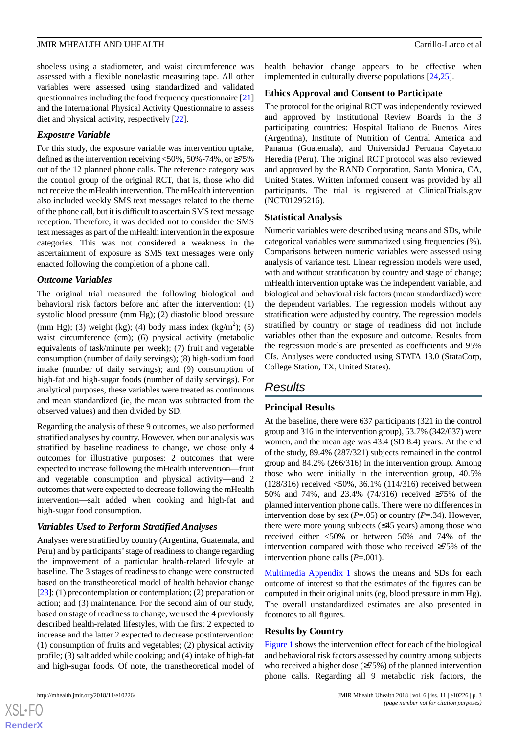shoeless using a stadiometer, and waist circumference was assessed with a flexible nonelastic measuring tape. All other variables were assessed using standardized and validated questionnaires including the food frequency questionnaire [21] and the International Physical Activity Questionnaire to assess diet and physical activity, respectively [22].

### Exposure Variable

For this study, the exposure variable was intervention uptake, defined as the intervention receiving <50%, 50%-74%, or ≥75% out of the 12 planned phone calls. The reference category was the control group of the original RCT, that is, those who did not receive the mHealth intervention. The mHealth intervention also included weekly SMS text messages related to the theme of the phone call, but it is difficult to ascertain SMS text message reception. Therefore, it was decided not to consider the SMS text messages as part of the mHealth intervention in the exposure categories. This was not considered a weakness in the ascertainment of exposure as SMS text messages were only enacted following the completion of a phone call.

### Outcome Variables

The original trial measured the following biological and behavioral risk factors before and after the intervention: (1) systolic blood pressure (mm Hg); (2) diastolic blood pressure (mm Hg); (3) weight (kg); (4) body mass index (kg/m$^2$); (5) waist circumference (cm); (6) physical activity (metabolic equivalents of task/minute per week); (7) fruit and vegetable consumption (number of daily servings); (8) high-sodium food intake (number of daily servings); and (9) consumption of high-fat and high-sugar foods (number of daily servings). For analytical purposes, these variables were treated as continuous and mean standardized (ie, the mean was subtracted from the observed values) and then divided by SD.

Regarding the analysis of these 9 outcomes, we also performed stratified analyses by country. However, when our analysis was stratified by baseline readiness to change, we chose only 4 outcomes for illustrative purposes: 2 outcomes that were expected to increase following the mHealth intervention—fruit and vegetable consumption and physical activity—and 2 outcomes that were expected to decrease following the mHealth intervention—salt added when cooking and high-fat and high-sugar food consumption.

### Variables Used to Perform Stratified Analyses

Analyses were stratified by country (Argentina, Guatemala, and Peru) and by participants' stage of readiness to change regarding the improvement of a particular health-related lifestyle at baseline. The 3 stages of readiness to change were constructed based on the transtheoretical model of health behavior change [23]: (1) precontemplation or contemplation; (2) preparation or action; and (3) maintenance. For the second aim of our study, based on stage of readiness to change, we used the 4 previously described health-related lifestyles, with the first 2 expected to increase and the latter 2 expected to decrease postintervention: (1) consumption of fruits and vegetables; (2) physical activity profile; (3) salt added while cooking; and (4) intake of high-fat and high-sugar foods. Of note, the transtheoretical model of health behavior change appears to be effective when implemented in culturally diverse populations [24,25].

## Ethics Approval and Consent to Participate

The protocol for the original RCT was independently reviewed and approved by Institutional Review Boards in the 3 participating countries: Hospital Italiano de Buenos Aires (Argentina), Institute of Nutrition of Central America and Panama (Guatemala), and Universidad Peruana Cayetano Heredia (Peru). The original RCT protocol was also reviewed and approved by the RAND Corporation, Santa Monica, CA, United States. Written informed consent was provided by all participants. The trial is registered at ClinicalTrials.gov (NCT01295216).

## Statistical Analysis

Numeric variables were described using means and SDs, while categorical variables were summarized using frequencies (%). Comparisons between numeric variables were assessed using analysis of variance test. Linear regression models were used, with and without stratification by country and stage of change; mHealth intervention uptake was the independent variable, and biological and behavioral risk factors (mean standardized) were the dependent variables. The regression models without any stratification were adjusted by country. The regression models stratified by country or stage of readiness did not include variables other than the exposure and outcome. Results from the regression models are presented as coefficients and 95% CIs. Analyses were conducted using STATA 13.0 (StataCorp, College Station, TX, United States).

# Results

## Principal Results

At the baseline, there were 637 participants (321 in the control group and 316 in the intervention group), 53.7% (342/637) were women, and the mean age was 43.4 (SD 8.4) years. At the end of the study, 89.4% (287/321) subjects remained in the control group and 84.2% (266/316) in the intervention group. Among those who were initially in the intervention group, 40.5% (128/316) received <50%, 36.1% (114/316) received between 50% and 74%, and 23.4% (74/316) received ≥75% of the planned intervention phone calls. There were no differences in intervention dose by sex ($P$=.05) or country ($P$=.34). However, there were more young subjects (≤45 years) among those who received either <50% or between 50% and 74% of the intervention compared with those who received ≥75% of the intervention phone calls ($P$=.001).

Multimedia Appendix 1 shows the means and SDs for each outcome of interest so that the estimates of the figures can be computed in their original units (eg, blood pressure in mm Hg). The overall unstandardized estimates are also presented in footnotes to all figures.

## Results by Country

Figure 1 shows the intervention effect for each of the biological and behavioral risk factors assessed by country among subjects who received a higher dose (≥75%) of the planned intervention phone calls. Regarding all 9 metabolic risk factors, the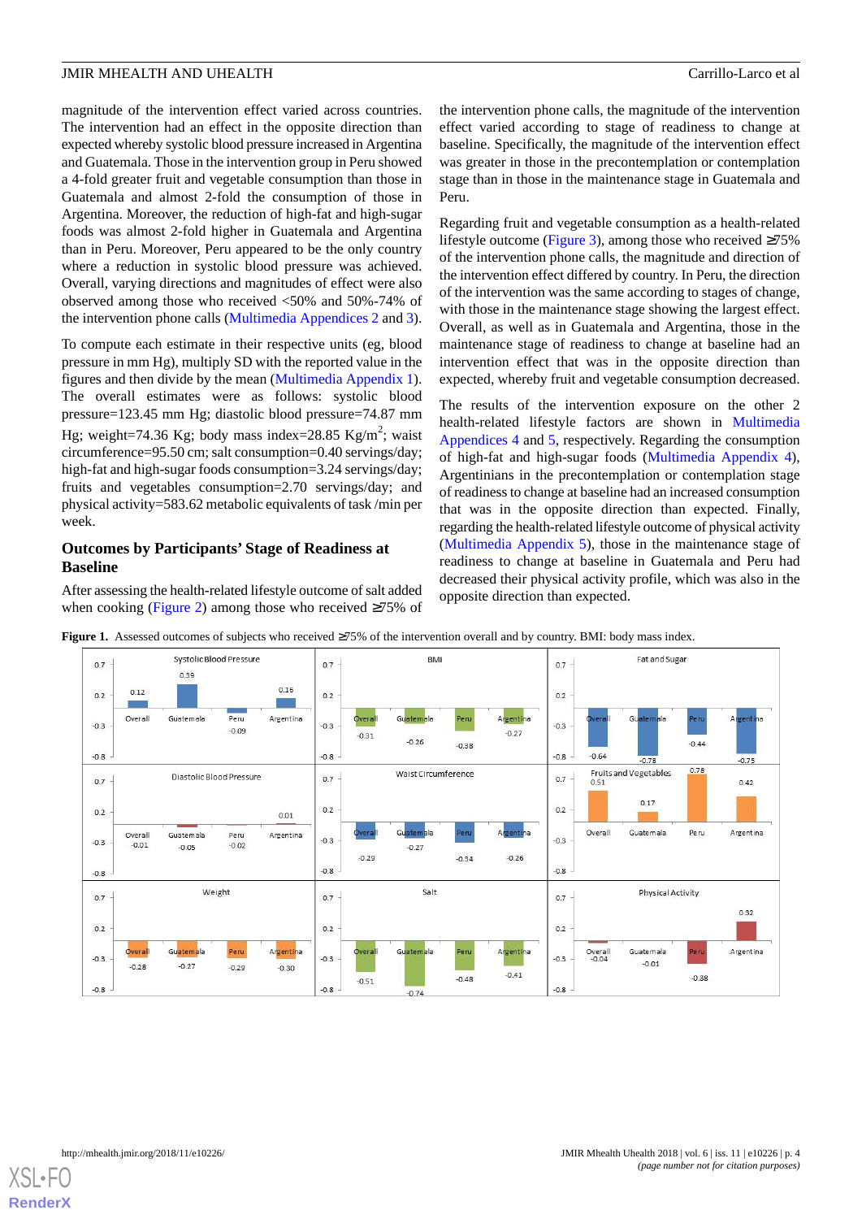magnitude of the intervention effect varied across countries. The intervention had an effect in the opposite direction than expected whereby systolic blood pressure increased in Argentina and Guatemala. Those in the intervention group in Peru showed a 4-fold greater fruit and vegetable consumption than those in Guatemala and almost 2-fold the consumption of those in Argentina. Moreover, the reduction of high-fat and high-sugar foods was almost 2-fold higher in Guatemala and Argentina than in Peru. Moreover, Peru appeared to be the only country where a reduction in systolic blood pressure was achieved. Overall, varying directions and magnitudes of effect were also observed among those who received <50% and 50%-74% of the intervention phone calls (Multimedia Appendices 2 and 3).

To compute each estimate in their respective units (eg, blood pressure in mm Hg), multiply SD with the reported value in the figures and then divide by the mean (Multimedia Appendix 1). The overall estimates were as follows: systolic blood pressure=123.45 mm Hg; diastolic blood pressure=74.87 mm Hg; weight=74.36 Kg; body mass index=28.85 Kg/m$^2$; waist circumference=95.50 cm; salt consumption=0.40 servings/day; high-fat and high-sugar foods consumption=3.24 servings/day; fruits and vegetables consumption=2.70 servings/day; and physical activity=583.62 metabolic equivalents of task /min per week.

### Outcomes by Participants' Stage of Readiness at Baseline

After assessing the health-related lifestyle outcome of salt added when cooking (Figure 2) among those who received ≥75% of the intervention phone calls, the magnitude of the intervention effect varied according to stage of readiness to change at baseline. Specifically, the magnitude of the intervention effect was greater in those in the precontemplation or contemplation stage than in those in the maintenance stage in Guatemala and Peru.

Regarding fruit and vegetable consumption as a health-related lifestyle outcome (Figure 3), among those who received ≥75% of the intervention phone calls, the magnitude and direction of the intervention effect differed by country. In Peru, the direction of the intervention was the same according to stages of change, with those in the maintenance stage showing the largest effect. Overall, as well as in Guatemala and Argentina, those in the maintenance stage of readiness to change at baseline had an intervention effect that was in the opposite direction than expected, whereby fruit and vegetable consumption decreased.

The results of the intervention exposure on the other 2 health-related lifestyle factors are shown in Multimedia Appendices 4 and 5, respectively. Regarding the consumption of high-fat and high-sugar foods (Multimedia Appendix 4), Argentinians in the precontemplation or contemplation stage of readiness to change at baseline had an increased consumption that was in the opposite direction than expected. Finally, regarding the health-related lifestyle outcome of physical activity (Multimedia Appendix 5), those in the maintenance stage of readiness to change at baseline in Guatemala and Peru had decreased their physical activity profile, which was also in the opposite direction than expected.

**Figure 1.** Assessed outcomes of subjects who received ≥75% of the intervention overall and by country. BMI: body mass index.

| Outcome | Overall | Guatemala | Peru | Argentina |
|---|---|---|---|---|
| Systolic Blood Pressure | 0.12 | 0.39 | -0.09 | 0.16 |
| BMI | -0.31 | -0.26 | -0.38 | -0.27 |
| Fat and Sugar | -0.64 | -0.78 | -0.44 | -0.75 |
| Diastolic Blood Pressure | -0.01 | -0.05 | -0.02 | 0.01 |
| Waist Circumference | -0.29 | -0.27 | -0.34 | -0.26 |
| Fruits and Vegetables | 0.51 | 0.17 | 0.78 | 0.42 |
| Weight | -0.28 | -0.27 | -0.29 | -0.30 |
| Salt | -0.51 | -0.74 | -0.48 | -0.41 |
| Physical Activity | -0.04 | -0.01 | -0.38 | 0.32 |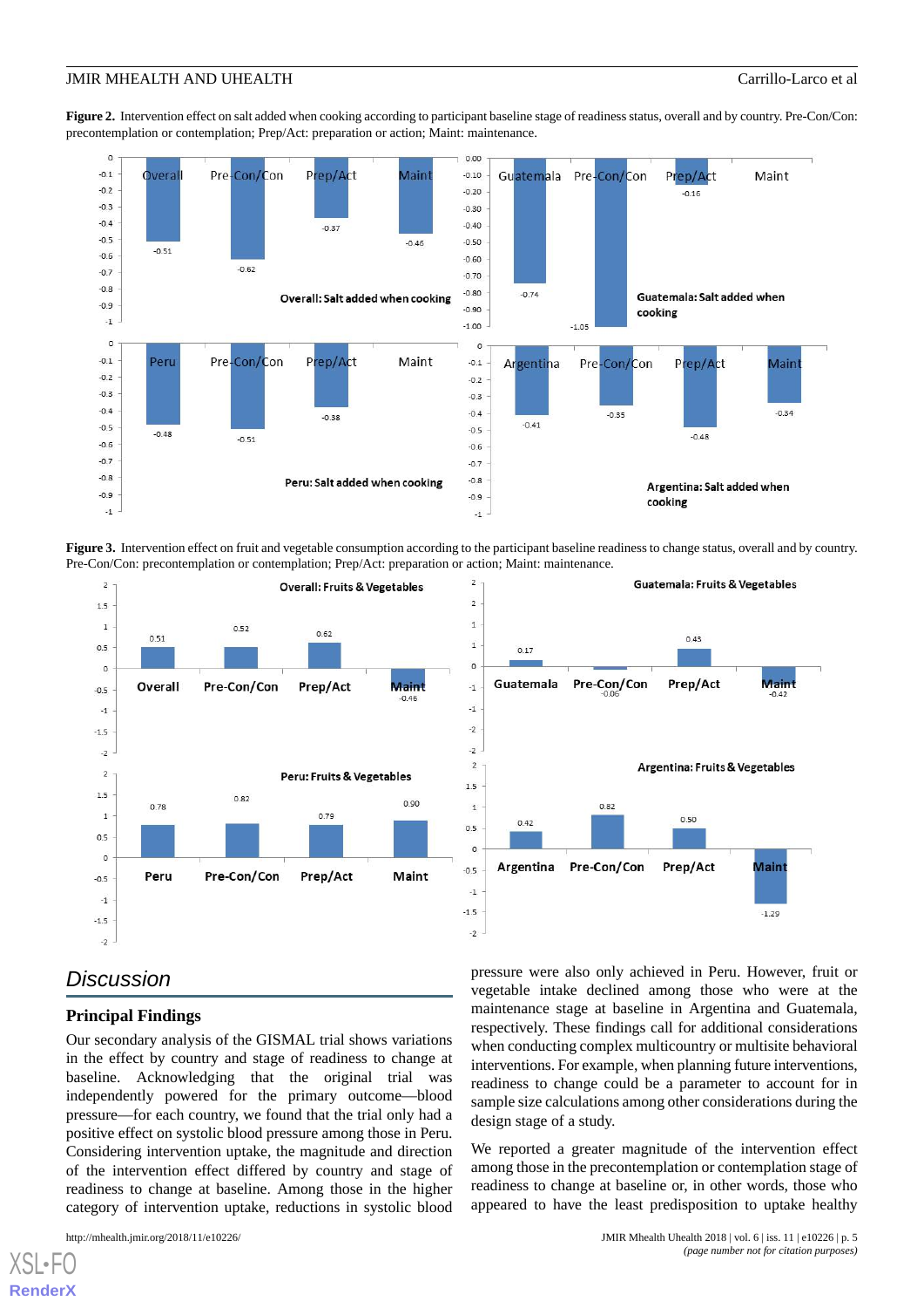**Figure 2.** Intervention effect on salt added when cooking according to participant baseline stage of readiness status, overall and by country. Pre-Con/Con: precontemplation or contemplation; Prep/Act: preparation or action; Maint: maintenance.

**Figure 3.** Intervention effect on fruit and vegetable consumption according to the participant baseline readiness to change status, overall and by country. Pre-Con/Con: precontemplation or contemplation; Prep/Act: preparation or action; Maint: maintenance.

## Discussion

### Principal Findings

Our secondary analysis of the GISMAL trial shows variations in the effect by country and stage of readiness to change at baseline. Acknowledging that the original trial was independently powered for the primary outcome—blood pressure—for each country, we found that the trial only had a positive effect on systolic blood pressure among those in Peru. Considering intervention uptake, the magnitude and direction of the intervention effect differed by country and stage of readiness to change at baseline. Among those in the higher category of intervention uptake, reductions in systolic blood pressure were also only achieved in Peru. However, fruit or vegetable intake declined among those who were at the maintenance stage at baseline in Argentina and Guatemala, respectively. These findings call for additional considerations when conducting complex multicountry or multisite behavioral interventions. For example, when planning future interventions, readiness to change could be a parameter to account for in sample size calculations among other considerations during the design stage of a study.

We reported a greater magnitude of the intervention effect among those in the precontemplation or contemplation stage of readiness to change at baseline or, in other words, those who appeared to have the least predisposition to uptake healthy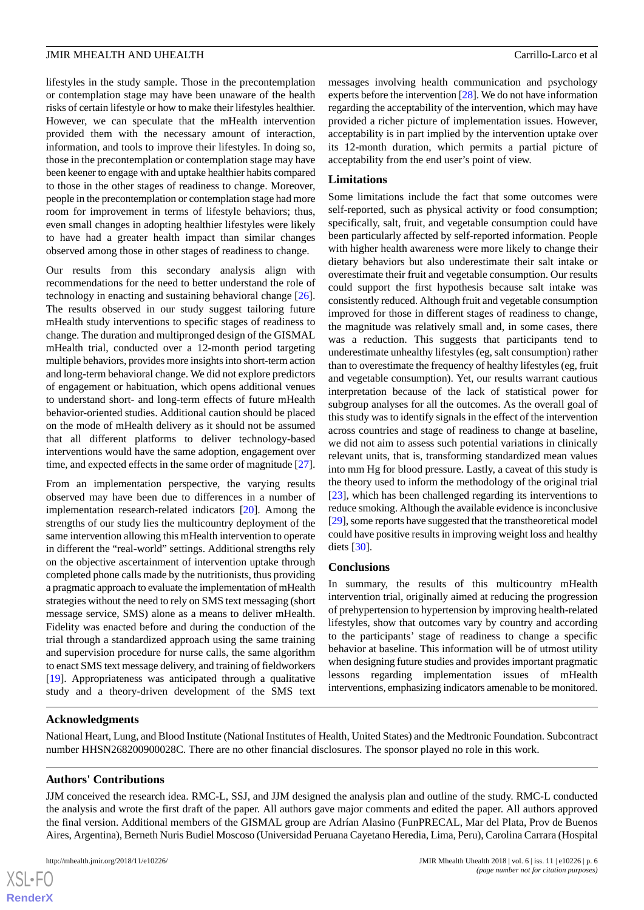lifestyles in the study sample. Those in the precontemplation or contemplation stage may have been unaware of the health risks of certain lifestyle or how to make their lifestyles healthier. However, we can speculate that the mHealth intervention provided them with the necessary amount of interaction, information, and tools to improve their lifestyles. In doing so, those in the precontemplation or contemplation stage may have been keener to engage with and uptake healthier habits compared to those in the other stages of readiness to change. Moreover, people in the precontemplation or contemplation stage had more room for improvement in terms of lifestyle behaviors; thus, even small changes in adopting healthier lifestyles were likely to have had a greater health impact than similar changes observed among those in other stages of readiness to change.

Our results from this secondary analysis align with recommendations for the need to better understand the role of technology in enacting and sustaining behavioral change [26]. The results observed in our study suggest tailoring future mHealth study interventions to specific stages of readiness to change. The duration and multipronged design of the GISMAL mHealth trial, conducted over a 12-month period targeting multiple behaviors, provides more insights into short-term action and long-term behavioral change. We did not explore predictors of engagement or habituation, which opens additional venues to understand short- and long-term effects of future mHealth behavior-oriented studies. Additional caution should be placed on the mode of mHealth delivery as it should not be assumed that all different platforms to deliver technology-based interventions would have the same adoption, engagement over time, and expected effects in the same order of magnitude [27].

From an implementation perspective, the varying results observed may have been due to differences in a number of implementation research-related indicators [20]. Among the strengths of our study lies the multicountry deployment of the same intervention allowing this mHealth intervention to operate in different the "real-world" settings. Additional strengths rely on the objective ascertainment of intervention uptake through completed phone calls made by the nutritionists, thus providing a pragmatic approach to evaluate the implementation of mHealth strategies without the need to rely on SMS text messaging (short message service, SMS) alone as a means to deliver mHealth. Fidelity was enacted before and during the conduction of the trial through a standardized approach using the same training and supervision procedure for nurse calls, the same algorithm to enact SMS text message delivery, and training of fieldworkers [19]. Appropriateness was anticipated through a qualitative study and a theory-driven development of the SMS text messages involving health communication and psychology experts before the intervention [28]. We do not have information regarding the acceptability of the intervention, which may have provided a richer picture of implementation issues. However, acceptability is in part implied by the intervention uptake over its 12-month duration, which permits a partial picture of acceptability from the end user's point of view.

## Limitations

Some limitations include the fact that some outcomes were self-reported, such as physical activity or food consumption; specifically, salt, fruit, and vegetable consumption could have been particularly affected by self-reported information. People with higher health awareness were more likely to change their dietary behaviors but also underestimate their salt intake or overestimate their fruit and vegetable consumption. Our results could support the first hypothesis because salt intake was consistently reduced. Although fruit and vegetable consumption improved for those in different stages of readiness to change, the magnitude was relatively small and, in some cases, there was a reduction. This suggests that participants tend to underestimate unhealthy lifestyles (eg, salt consumption) rather than to overestimate the frequency of healthy lifestyles (eg, fruit and vegetable consumption). Yet, our results warrant cautious interpretation because of the lack of statistical power for subgroup analyses for all the outcomes. As the overall goal of this study was to identify signals in the effect of the intervention across countries and stage of readiness to change at baseline, we did not aim to assess such potential variations in clinically relevant units, that is, transforming standardized mean values into mm Hg for blood pressure. Lastly, a caveat of this study is the theory used to inform the methodology of the original trial [23], which has been challenged regarding its interventions to reduce smoking. Although the available evidence is inconclusive [29], some reports have suggested that the transtheoretical model could have positive results in improving weight loss and healthy diets [30].

## Conclusions

In summary, the results of this multicountry mHealth intervention trial, originally aimed at reducing the progression of prehypertension to hypertension by improving health-related lifestyles, show that outcomes vary by country and according to the participants' stage of readiness to change a specific behavior at baseline. This information will be of utmost utility when designing future studies and provides important pragmatic lessons regarding implementation issues of mHealth interventions, emphasizing indicators amenable to be monitored.

## Acknowledgments

National Heart, Lung, and Blood Institute (National Institutes of Health, United States) and the Medtronic Foundation. Subcontract number HHSN268200900028C. There are no other financial disclosures. The sponsor played no role in this work.

## Authors' Contributions

JJM conceived the research idea. RMC-L, SSJ, and JJM designed the analysis plan and outline of the study. RMC-L conducted the analysis and wrote the first draft of the paper. All authors gave major comments and edited the paper. All authors approved the final version. Additional members of the GISMAL group are Adrían Alasino (FunPRECAL, Mar del Plata, Prov de Buenos Aires, Argentina), Berneth Nuris Budiel Moscoso (Universidad Peruana Cayetano Heredia, Lima, Peru), Carolina Carrara (Hospital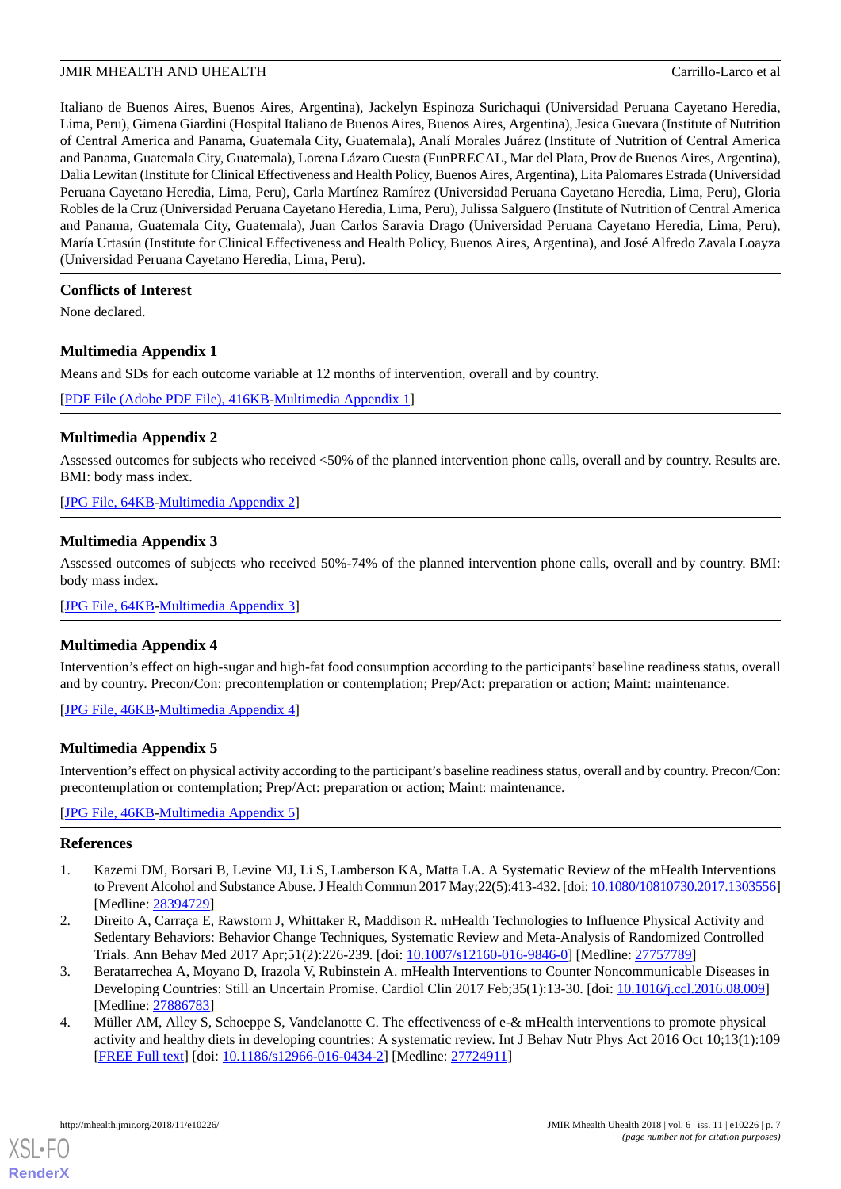Italiano de Buenos Aires, Buenos Aires, Argentina), Jackelyn Espinoza Surichaqui (Universidad Peruana Cayetano Heredia, Lima, Peru), Gimena Giardini (Hospital Italiano de Buenos Aires, Buenos Aires, Argentina), Jesica Guevara (Institute of Nutrition of Central America and Panama, Guatemala City, Guatemala), Analí Morales Juárez (Institute of Nutrition of Central America and Panama, Guatemala City, Guatemala), Lorena Lázaro Cuesta (FunPRECAL, Mar del Plata, Prov de Buenos Aires, Argentina), Dalia Lewitan (Institute for Clinical Effectiveness and Health Policy, Buenos Aires, Argentina), Lita Palomares Estrada (Universidad Peruana Cayetano Heredia, Lima, Peru), Carla Martínez Ramírez (Universidad Peruana Cayetano Heredia, Lima, Peru), Gloria Robles de la Cruz (Universidad Peruana Cayetano Heredia, Lima, Peru), Julissa Salguero (Institute of Nutrition of Central America and Panama, Guatemala City, Guatemala), Juan Carlos Saravia Drago (Universidad Peruana Cayetano Heredia, Lima, Peru), María Urtasún (Institute for Clinical Effectiveness and Health Policy, Buenos Aires, Argentina), and José Alfredo Zavala Loayza (Universidad Peruana Cayetano Heredia, Lima, Peru).

## Conflicts of Interest

None declared.

## Multimedia Appendix 1

Means and SDs for each outcome variable at 12 months of intervention, overall and by country.

[PDF File (Adobe PDF File), 416KB-Multimedia Appendix 1]

## Multimedia Appendix 2

Assessed outcomes for subjects who received <50% of the planned intervention phone calls, overall and by country. Results are. BMI: body mass index.

[JPG File, 64KB-Multimedia Appendix 2]

## Multimedia Appendix 3

Assessed outcomes of subjects who received 50%-74% of the planned intervention phone calls, overall and by country. BMI: body mass index.

[JPG File, 64KB-Multimedia Appendix 3]

## Multimedia Appendix 4

Intervention's effect on high-sugar and high-fat food consumption according to the participants' baseline readiness status, overall and by country. Precon/Con: precontemplation or contemplation; Prep/Act: preparation or action; Maint: maintenance.

[JPG File, 46KB-Multimedia Appendix 4]

## Multimedia Appendix 5

Intervention's effect on physical activity according to the participant's baseline readiness status, overall and by country. Precon/Con: precontemplation or contemplation; Prep/Act: preparation or action; Maint: maintenance.

[JPG File, 46KB-Multimedia Appendix 5]

## References

1. Kazemi DM, Borsari B, Levine MJ, Li S, Lamberson KA, Matta LA. A Systematic Review of the mHealth Interventions to Prevent Alcohol and Substance Abuse. J Health Commun 2017 May;22(5):413-432. [doi: 10.1080/10810730.2017.1303556] [Medline: 28394729]
2. Direito A, Carraça E, Rawstorn J, Whittaker R, Maddison R. mHealth Technologies to Influence Physical Activity and Sedentary Behaviors: Behavior Change Techniques, Systematic Review and Meta-Analysis of Randomized Controlled Trials. Ann Behav Med 2017 Apr;51(2):226-239. [doi: 10.1007/s12160-016-9846-0] [Medline: 27757789]
3. Beratarrechea A, Moyano D, Irazola V, Rubinstein A. mHealth Interventions to Counter Noncommunicable Diseases in Developing Countries: Still an Uncertain Promise. Cardiol Clin 2017 Feb;35(1):13-30. [doi: 10.1016/j.ccl.2016.08.009] [Medline: 27886783]
4. Müller AM, Alley S, Schoeppe S, Vandelanotte C. The effectiveness of e-& mHealth interventions to promote physical activity and healthy diets in developing countries: A systematic review. Int J Behav Nutr Phys Act 2016 Oct 10;13(1):109 [FREE Full text] [doi: 10.1186/s12966-016-0434-2] [Medline: 27724911]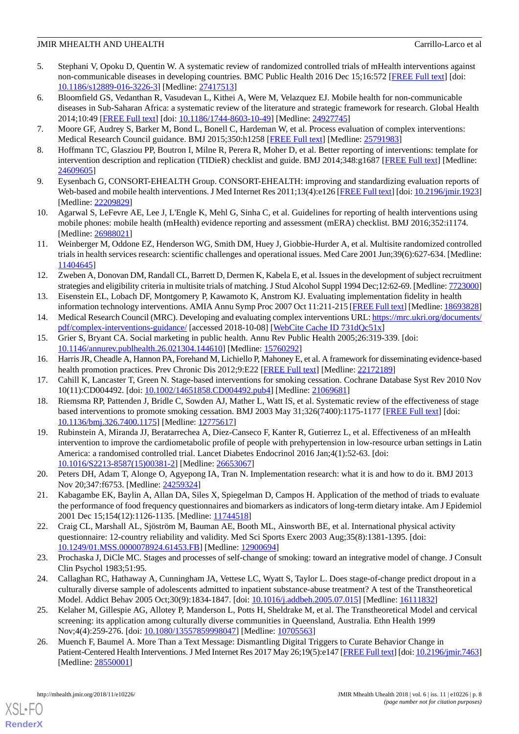5. Stephani V, Opoku D, Quentin W. A systematic review of randomized controlled trials of mHealth interventions against non-communicable diseases in developing countries. BMC Public Health 2016 Dec 15;16:572 [FREE Full text] [doi: 10.1186/s12889-016-3226-3] [Medline: 27417513]
6. Bloomfield GS, Vedanthan R, Vasudevan L, Kithei A, Were M, Velazquez EJ. Mobile health for non-communicable diseases in Sub-Saharan Africa: a systematic review of the literature and strategic framework for research. Global Health 2014;10:49 [FREE Full text] [doi: 10.1186/1744-8603-10-49] [Medline: 24927745]
7. Moore GF, Audrey S, Barker M, Bond L, Bonell C, Hardeman W, et al. Process evaluation of complex interventions: Medical Research Council guidance. BMJ 2015;350:h1258 [FREE Full text] [Medline: 25791983]
8. Hoffmann TC, Glasziou PP, Boutron I, Milne R, Perera R, Moher D, et al. Better reporting of interventions: template for intervention description and replication (TIDieR) checklist and guide. BMJ 2014;348:g1687 [FREE Full text] [Medline: 24609605]
9. Eysenbach G, CONSORT-EHEALTH Group. CONSORT-EHEALTH: improving and standardizing evaluation reports of Web-based and mobile health interventions. J Med Internet Res 2011;13(4):e126 [FREE Full text] [doi: 10.2196/jmir.1923] [Medline: 22209829]
10. Agarwal S, LeFevre AE, Lee J, L'Engle K, Mehl G, Sinha C, et al. Guidelines for reporting of health interventions using mobile phones: mobile health (mHealth) evidence reporting and assessment (mERA) checklist. BMJ 2016;352:i1174. [Medline: 26988021]
11. Weinberger M, Oddone EZ, Henderson WG, Smith DM, Huey J, Giobbie-Hurder A, et al. Multisite randomized controlled trials in health services research: scientific challenges and operational issues. Med Care 2001 Jun;39(6):627-634. [Medline: 11404645]
12. Zweben A, Donovan DM, Randall CL, Barrett D, Dermen K, Kabela E, et al. Issues in the development of subject recruitment strategies and eligibility criteria in multisite trials of matching. J Stud Alcohol Suppl 1994 Dec;12:62-69. [Medline: 7723000]
13. Eisenstein EL, Lobach DF, Montgomery P, Kawamoto K, Anstrom KJ. Evaluating implementation fidelity in health information technology interventions. AMIA Annu Symp Proc 2007 Oct 11:211-215 [FREE Full text] [Medline: 18693828]
14. Medical Research Council (MRC). Developing and evaluating complex interventions URL: https://mrc.ukri.org/documents/pdf/complex-interventions-guidance/ [accessed 2018-10-08] [WebCite Cache ID 731dQc51x]
15. Grier S, Bryant CA. Social marketing in public health. Annu Rev Public Health 2005;26:319-339. [doi: 10.1146/annurev.publhealth.26.021304.144610] [Medline: 15760292]
16. Harris JR, Cheadle A, Hannon PA, Forehand M, Lichiello P, Mahoney E, et al. A framework for disseminating evidence-based health promotion practices. Prev Chronic Dis 2012;9:E22 [FREE Full text] [Medline: 22172189]
17. Cahill K, Lancaster T, Green N. Stage-based interventions for smoking cessation. Cochrane Database Syst Rev 2010 Nov 10(11):CD004492. [doi: 10.1002/14651858.CD004492.pub4] [Medline: 21069681]
18. Riemsma RP, Pattenden J, Bridle C, Sowden AJ, Mather L, Watt IS, et al. Systematic review of the effectiveness of stage based interventions to promote smoking cessation. BMJ 2003 May 31;326(7400):1175-1177 [FREE Full text] [doi: 10.1136/bmj.326.7400.1175] [Medline: 12775617]
19. Rubinstein A, Miranda JJ, Beratarrechea A, Diez-Canseco F, Kanter R, Gutierrez L, et al. Effectiveness of an mHealth intervention to improve the cardiometabolic profile of people with prehypertension in low-resource urban settings in Latin America: a randomised controlled trial. Lancet Diabetes Endocrinol 2016 Jan;4(1):52-63. [doi: 10.1016/S2213-8587(15)00381-2] [Medline: 26653067]
20. Peters DH, Adam T, Alonge O, Agyepong IA, Tran N. Implementation research: what it is and how to do it. BMJ 2013 Nov 20;347:f6753. [Medline: 24259324]
21. Kabagambe EK, Baylin A, Allan DA, Siles X, Spiegelman D, Campos H. Application of the method of triads to evaluate the performance of food frequency questionnaires and biomarkers as indicators of long-term dietary intake. Am J Epidemiol 2001 Dec 15;154(12):1126-1135. [Medline: 11744518]
22. Craig CL, Marshall AL, Sjöström M, Bauman AE, Booth ML, Ainsworth BE, et al. International physical activity questionnaire: 12-country reliability and validity. Med Sci Sports Exerc 2003 Aug;35(8):1381-1395. [doi: 10.1249/01.MSS.0000078924.61453.FB] [Medline: 12900694]
23. Prochaska J, DiCle MC. Stages and processes of self-change of smoking: toward an integrative model of change. J Consult Clin Psychol 1983;51:95.
24. Callaghan RC, Hathaway A, Cunningham JA, Vettese LC, Wyatt S, Taylor L. Does stage-of-change predict dropout in a culturally diverse sample of adolescents admitted to inpatient substance-abuse treatment? A test of the Transtheoretical Model. Addict Behav 2005 Oct;30(9):1834-1847. [doi: 10.1016/j.addbeh.2005.07.015] [Medline: 16111832]
25. Kelaher M, Gillespie AG, Allotey P, Manderson L, Potts H, Sheldrake M, et al. The Transtheoretical Model and cervical screening: its application among culturally diverse communities in Queensland, Australia. Ethn Health 1999 Nov;4(4):259-276. [doi: 10.1080/13557859998047] [Medline: 10705563]
26. Muench F, Baumel A. More Than a Text Message: Dismantling Digital Triggers to Curate Behavior Change in Patient-Centered Health Interventions. J Med Internet Res 2017 May 26;19(5):e147 [FREE Full text] [doi: 10.2196/jmir.7463] [Medline: 28550001]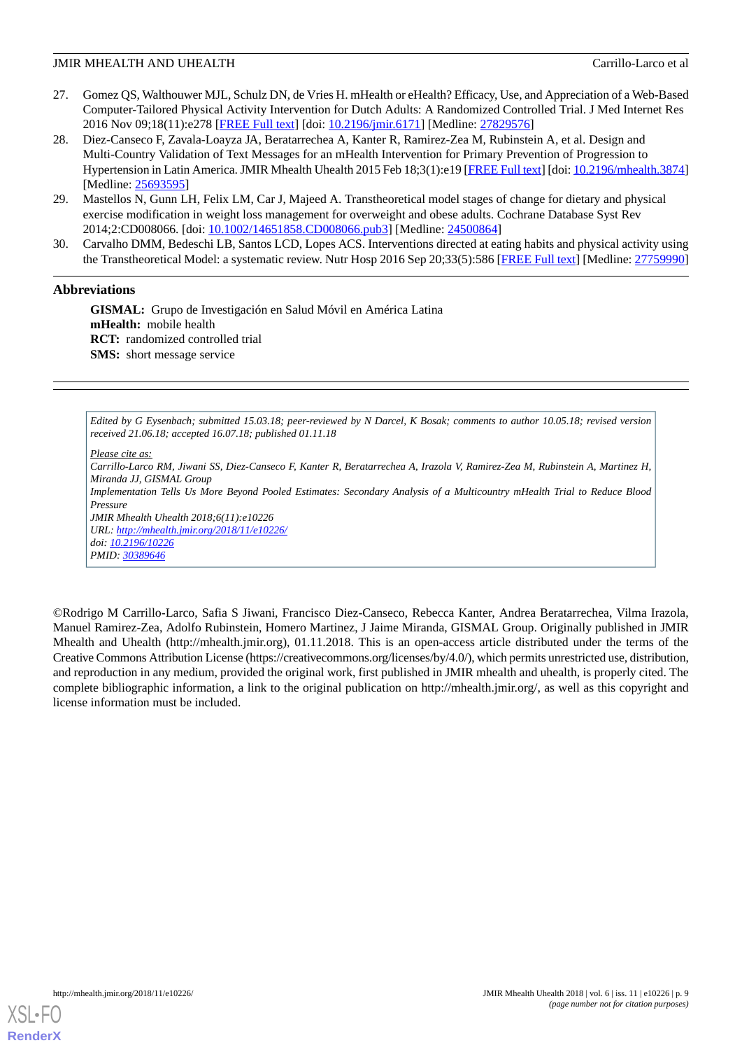27. Gomez QS, Walthouwer MJL, Schulz DN, de Vries H. mHealth or eHealth? Efficacy, Use, and Appreciation of a Web-Based Computer-Tailored Physical Activity Intervention for Dutch Adults: A Randomized Controlled Trial. J Med Internet Res 2016 Nov 09;18(11):e278 [FREE Full text] [doi: 10.2196/jmir.6171] [Medline: 27829576]
28. Diez-Canseco F, Zavala-Loayza JA, Beratarrechea A, Kanter R, Ramirez-Zea M, Rubinstein A, et al. Design and Multi-Country Validation of Text Messages for an mHealth Intervention for Primary Prevention of Progression to Hypertension in Latin America. JMIR Mhealth Uhealth 2015 Feb 18;3(1):e19 [FREE Full text] [doi: 10.2196/mhealth.3874] [Medline: 25693595]
29. Mastellos N, Gunn LH, Felix LM, Car J, Majeed A. Transtheoretical model stages of change for dietary and physical exercise modification in weight loss management for overweight and obese adults. Cochrane Database Syst Rev 2014;2:CD008066. [doi: 10.1002/14651858.CD008066.pub3] [Medline: 24500864]
30. Carvalho DMM, Bedeschi LB, Santos LCD, Lopes ACS. Interventions directed at eating habits and physical activity using the Transtheoretical Model: a systematic review. Nutr Hosp 2016 Sep 20;33(5):586 [FREE Full text] [Medline: 27759990]

## Abbreviations

**GISMAL:** Grupo de Investigación en Salud Móvil en América Latina
**mHealth:** mobile health
**RCT:** randomized controlled trial
**SMS:** short message service

*Edited by G Eysenbach; submitted 15.03.18; peer-reviewed by N Darcel, K Bosak; comments to author 10.05.18; revised version received 21.06.18; accepted 16.07.18; published 01.11.18*

*Please cite as:*
*Carrillo-Larco RM, Jiwani SS, Diez-Canseco F, Kanter R, Beratarrechea A, Irazola V, Ramirez-Zea M, Rubinstein A, Martinez H, Miranda JJ, GISMAL Group*
*Implementation Tells Us More Beyond Pooled Estimates: Secondary Analysis of a Multicountry mHealth Trial to Reduce Blood Pressure*
*JMIR Mhealth Uhealth 2018;6(11):e10226*
*URL: http://mhealth.jmir.org/2018/11/e10226/*
*doi: 10.2196/10226*
*PMID: 30389646*

©Rodrigo M Carrillo-Larco, Safia S Jiwani, Francisco Diez-Canseco, Rebecca Kanter, Andrea Beratarrechea, Vilma Irazola, Manuel Ramirez-Zea, Adolfo Rubinstein, Homero Martinez, J Jaime Miranda, GISMAL Group. Originally published in JMIR Mhealth and Uhealth (http://mhealth.jmir.org), 01.11.2018. This is an open-access article distributed under the terms of the Creative Commons Attribution License (https://creativecommons.org/licenses/by/4.0/), which permits unrestricted use, distribution, and reproduction in any medium, provided the original work, first published in JMIR mhealth and uhealth, is properly cited. The complete bibliographic information, a link to the original publication on http://mhealth.jmir.org/, as well as this copyright and license information must be included.